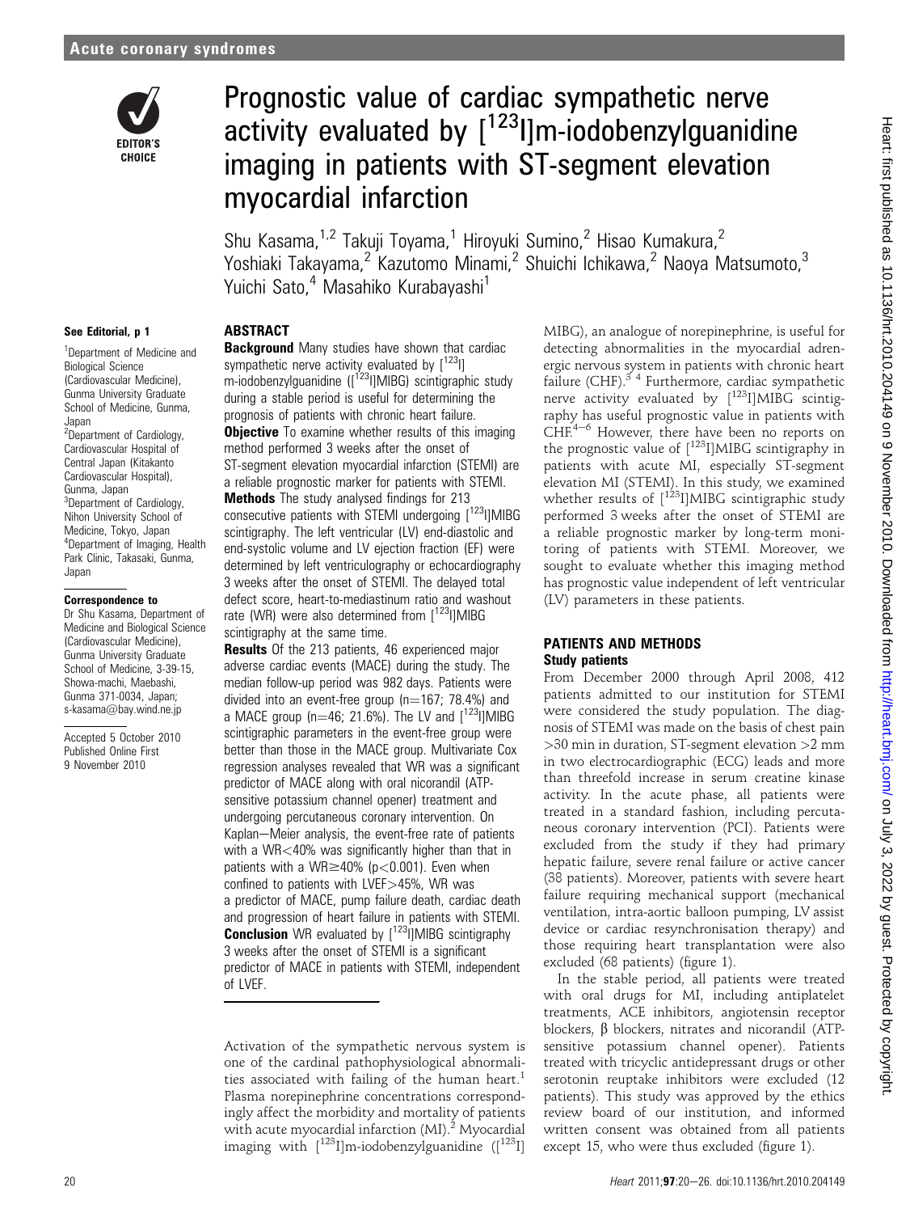# Prognostic value of cardiac sympathetic nerve activity evaluated by [$^{123}$I]m-iodobenzylguanidine imaging in patients with ST-segment elevation myocardial infarction

Shu Kasama,[1,2] Takuji Toyama,[1] Hiroyuki Sumino,[2] Hisao Kumakura,[2] Yoshiaki Takayama,[2] Kazutomo Minami,[2] Shuichi Ichikawa,[2] Naoya Matsumoto,[3] Yuichi Sato,[4] Masahiko Kurabayashi[1]

See Editorial, p 1

[1]Department of Medicine and Biological Science (Cardiovascular Medicine), Gunma University Graduate School of Medicine, Gunma, Japan
[2]Department of Cardiology, Cardiovascular Hospital of Central Japan (Kitakanto Cardiovascular Hospital), Gunma, Japan
[3]Department of Cardiology, Nihon University School of Medicine, Tokyo, Japan
[4]Department of Imaging, Health Park Clinic, Takasaki, Gunma, Japan

**Correspondence to**
Dr Shu Kasama, Department of Medicine and Biological Science (Cardiovascular Medicine), Gunma University Graduate School of Medicine, 3-39-15, Showa-machi, Maebashi, Gunma 371-0034, Japan; s-kasama@bay.wind.ne.jp

Accepted 5 October 2010
Published Online First 9 November 2010

## ABSTRACT

**Background** Many studies have shown that cardiac sympathetic nerve activity evaluated by [$^{123}$I] m-iodobenzylguanidine ([$^{123}$I]MIBG) scintigraphic study during a stable period is useful for determining the prognosis of patients with chronic heart failure.

**Objective** To examine whether results of this imaging method performed 3 weeks after the onset of ST-segment elevation myocardial infarction (STEMI) are a reliable prognostic marker for patients with STEMI.

**Methods** The study analysed findings for 213 consecutive patients with STEMI undergoing [$^{123}$I]MIBG scintigraphy. The left ventricular (LV) end-diastolic and end-systolic volume and LV ejection fraction (EF) were determined by left ventriculography or echocardiography 3 weeks after the onset of STEMI. The delayed total defect score, heart-to-mediastinum ratio and washout rate (WR) were also determined from [$^{123}$I]MIBG scintigraphy at the same time.

**Results** Of the 213 patients, 46 experienced major adverse cardiac events (MACE) during the study. The median follow-up period was 982 days. Patients were divided into an event-free group (n=167; 78.4%) and a MACE group (n=46; 21.6%). The LV and [$^{123}$I]MIBG scintigraphic parameters in the event-free group were better than those in the MACE group. Multivariate Cox regression analyses revealed that WR was a significant predictor of MACE along with oral nicorandil (ATP-sensitive potassium channel opener) treatment and undergoing percutaneous coronary intervention. On Kaplan–Meier analysis, the event-free rate of patients with a WR<40% was significantly higher than that in patients with a WR≥40% ($p<0.001$). Even when confined to patients with LVEF>45%, WR was a predictor of MACE, pump failure death, cardiac death and progression of heart failure in patients with STEMI.

**Conclusion** WR evaluated by [$^{123}$I]MIBG scintigraphy 3 weeks after the onset of STEMI is a significant predictor of MACE in patients with STEMI, independent of LVEF.

Activation of the sympathetic nervous system is one of the cardinal pathophysiological abnormalities associated with failing of the human heart.[1] Plasma norepinephrine concentrations correspondingly affect the morbidity and mortality of patients with acute myocardial infarction (MI).[2] Myocardial imaging with [$^{123}$I]m-iodobenzylguanidine ([$^{123}$I]MIBG), an analogue of norepinephrine, is useful for detecting abnormalities in the myocardial adrenergic nervous system in patients with chronic heart failure (CHF).[3 4] Furthermore, cardiac sympathetic nerve activity evaluated by [$^{123}$I]MIBG scintigraphy has useful prognostic value in patients with CHF.[4–6] However, there have been no reports on the prognostic value of [$^{123}$I]MIBG scintigraphy in patients with acute MI, especially ST-segment elevation MI (STEMI). In this study, we examined whether results of [$^{123}$I]MIBG scintigraphic study performed 3 weeks after the onset of STEMI are a reliable prognostic marker by long-term monitoring of patients with STEMI. Moreover, we sought to evaluate whether this imaging method has prognostic value independent of left ventricular (LV) parameters in these patients.

## PATIENTS AND METHODS

### Study patients

From December 2000 through April 2008, 412 patients admitted to our institution for STEMI were considered the study population. The diagnosis of STEMI was made on the basis of chest pain >30 min in duration, ST-segment elevation >2 mm in two electrocardiographic (ECG) leads and more than threefold increase in serum creatine kinase activity. In the acute phase, all patients were treated in a standard fashion, including percutaneous coronary intervention (PCI). Patients were excluded from the study if they had primary hepatic failure, severe renal failure or active cancer (38 patients). Moreover, patients with severe heart failure requiring mechanical support (mechanical ventilation, intra-aortic balloon pumping, LV assist device or cardiac resynchronisation therapy) and those requiring heart transplantation were also excluded (68 patients) (figure 1).

In the stable period, all patients were treated with oral drugs for MI, including antiplatelet treatments, ACE inhibitors, angiotensin receptor blockers, β blockers, nitrates and nicorandil (ATP-sensitive potassium channel opener). Patients treated with tricyclic antidepressant drugs or other serotonin reuptake inhibitors were excluded (12 patients). This study was approved by the ethics review board of our institution, and informed written consent was obtained from all patients except 15, who were thus excluded (figure 1).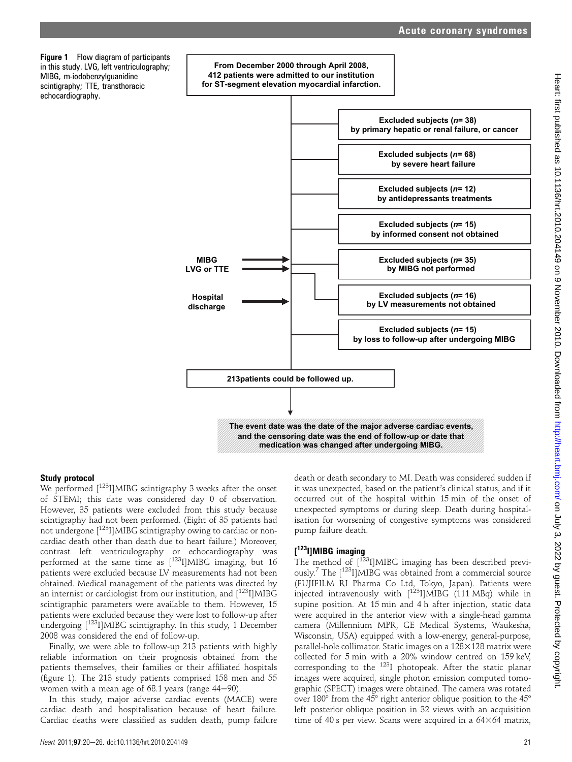**Figure 1** Flow diagram of participants in this study. LVG, left ventriculography; MIBG, m-iodobenzylguanidine scintigraphy; TTE, transthoracic echocardiography.

From December 2000 through April 2008, 412 patients were admitted to our institution for ST-segment elevation myocardial infarction.

- Excluded subjects (*n*= 38) by primary hepatic or renal failure, or cancer
- Excluded subjects (*n*= 68) by severe heart failure
- Excluded subjects (*n*= 12) by antidepressants treatments
- Excluded subjects (*n*= 15) by informed consent not obtained
- MIBG — Excluded subjects (*n*= 35) by MIBG not performed
- LVG or TTE — Excluded subjects (*n*= 16) by LV measurements not obtained
- Hospital discharge — Excluded subjects (*n*= 15) by loss to follow-up after undergoing MIBG

213patients could be followed up.

The event date was the date of the major adverse cardiac events, and the censoring date was the end of follow-up or date that medication was changed after undergoing MIBG.

## Study protocol

We performed [$^{123}$I]MIBG scintigraphy 3 weeks after the onset of STEMI; this date was considered day 0 of observation. However, 35 patients were excluded from this study because scintigraphy had not been performed. (Eight of 35 patients had not undergone [$^{123}$I]MIBG scintigraphy owing to cardiac or non-cardiac death other than death due to heart failure.) Moreover, contrast left ventriculography or echocardiography was performed at the same time as [$^{123}$I]MIBG imaging, but 16 patients were excluded because LV measurements had not been obtained. Medical management of the patients was directed by an internist or cardiologist from our institution, and [$^{123}$I]MIBG scintigraphic parameters were available to them. However, 15 patients were excluded because they were lost to follow-up after undergoing [$^{123}$I]MIBG scintigraphy. In this study, 1 December 2008 was considered the end of follow-up.

Finally, we were able to follow-up 213 patients with highly reliable information on their prognosis obtained from the patients themselves, their families or their affiliated hospitals (figure 1). The 213 study patients comprised 158 men and 55 women with a mean age of 68.1 years (range 44–90).

In this study, major adverse cardiac events (MACE) were cardiac death and hospitalisation because of heart failure. Cardiac deaths were classified as sudden death, pump failure death or death secondary to MI. Death was considered sudden if it was unexpected, based on the patient's clinical status, and if it occurred out of the hospital within 15 min of the onset of unexpected symptoms or during sleep. Death during hospitalisation for worsening of congestive symptoms was considered pump failure death.

## [$^{123}$I]MIBG imaging

The method of [$^{123}$I]MIBG imaging has been described previously.[7] The [$^{123}$I]MIBG was obtained from a commercial source (FUJIFILM RI Pharma Co Ltd, Tokyo, Japan). Patients were injected intravenously with [$^{123}$I]MIBG (111 MBq) while in supine position. At 15 min and 4 h after injection, static data were acquired in the anterior view with a single-head gamma camera (Millennium MPR, GE Medical Systems, Waukesha, Wisconsin, USA) equipped with a low-energy, general-purpose, parallel-hole collimator. Static images on a 128×128 matrix were collected for 5 min with a 20% window centred on 159 keV, corresponding to the $^{123}$I photopeak. After the static planar images were acquired, single photon emission computed tomographic (SPECT) images were obtained. The camera was rotated over 180° from the 45° right anterior oblique position to the 45° left posterior oblique position in 32 views with an acquisition time of 40 s per view. Scans were acquired in a 64×64 matrix,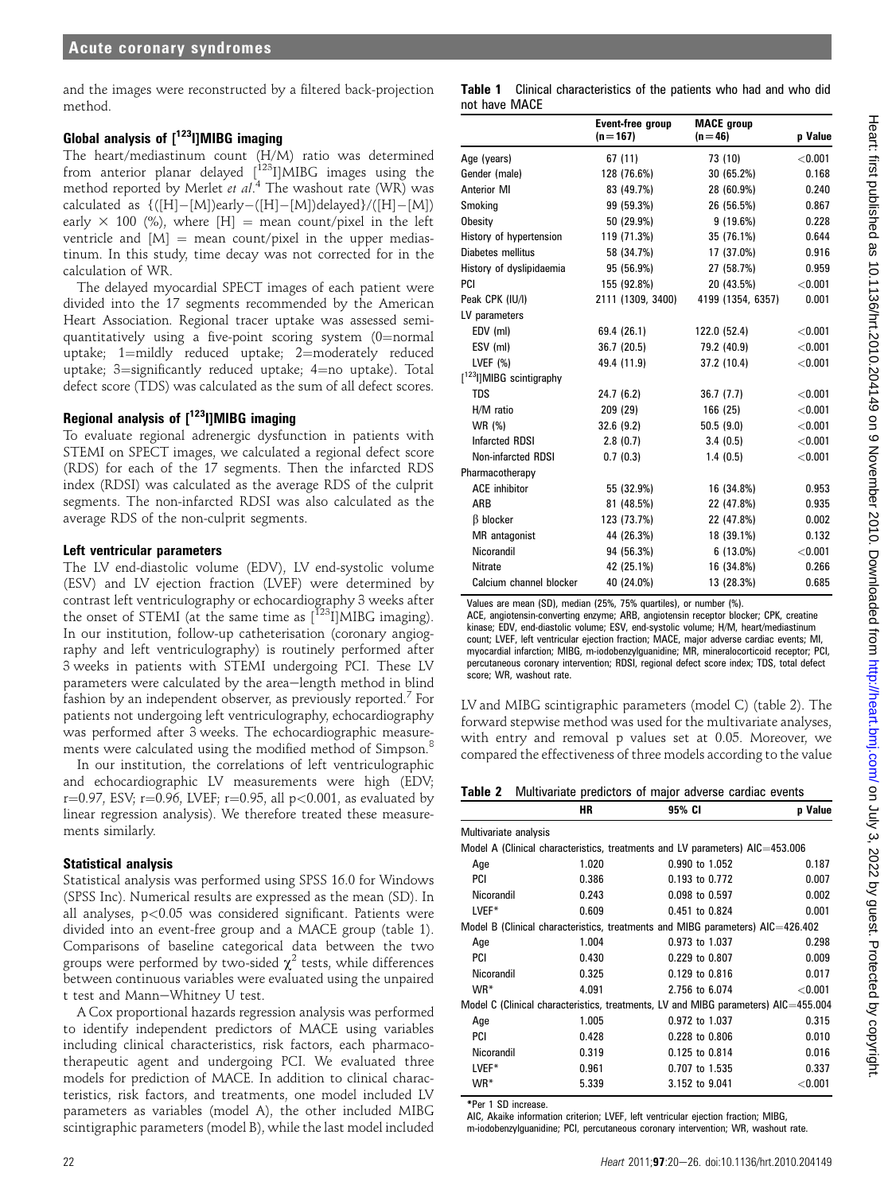and the images were reconstructed by a filtered back-projection method.

### Global analysis of [$^{123}$I]MIBG imaging

The heart/mediastinum count (H/M) ratio was determined from anterior planar delayed [$^{123}$I]MIBG images using the method reported by Merlet *et al*.[4] The washout rate (WR) was calculated as $\{([H]-[M])\text{early}-([H]-[M])\text{delayed}\}/([H]-[M])\text{early} \times 100$ (%), where [H] = mean count/pixel in the left ventricle and [M] = mean count/pixel in the upper mediastinum. In this study, time decay was not corrected for in the calculation of WR.

The delayed myocardial SPECT images of each patient were divided into the 17 segments recommended by the American Heart Association. Regional tracer uptake was assessed semi-quantitatively using a five-point scoring system (0=normal uptake; 1=mildly reduced uptake; 2=moderately reduced uptake; 3=significantly reduced uptake; 4=no uptake). Total defect score (TDS) was calculated as the sum of all defect scores.

### Regional analysis of [$^{123}$I]MIBG imaging

To evaluate regional adrenergic dysfunction in patients with STEMI on SPECT images, we calculated a regional defect score (RDS) for each of the 17 segments. Then the infarcted RDS index (RDSI) was calculated as the average RDS of the culprit segments. The non-infarcted RDSI was also calculated as the average RDS of the non-culprit segments.

### Left ventricular parameters

The LV end-diastolic volume (EDV), LV end-systolic volume (ESV) and LV ejection fraction (LVEF) were determined by contrast left ventriculography or echocardiography 3 weeks after the onset of STEMI (at the same time as [$^{123}$I]MIBG imaging). In our institution, follow-up catheterisation (coronary angiography and left ventriculography) is routinely performed after 3 weeks in patients with STEMI undergoing PCI. These LV parameters were calculated by the area–length method in blind fashion by an independent observer, as previously reported.[7] For patients not undergoing left ventriculography, echocardiography was performed after 3 weeks. The echocardiographic measurements were calculated using the modified method of Simpson.[8]

In our institution, the correlations of left ventriculographic and echocardiographic LV measurements were high (EDV; r=0.97, ESV; r=0.96, LVEF; r=0.95, all $p<0.001$, as evaluated by linear regression analysis). We therefore treated these measurements similarly.

### Statistical analysis

Statistical analysis was performed using SPSS 16.0 for Windows (SPSS Inc). Numerical results are expressed as the mean (SD). In all analyses, $p<0.05$ was considered significant. Patients were divided into an event-free group and a MACE group (table 1). Comparisons of baseline categorical data between the two groups were performed by two-sided $\chi^2$ tests, while differences between continuous variables were evaluated using the unpaired t test and Mann–Whitney U test.

A Cox proportional hazards regression analysis was performed to identify independent predictors of MACE using variables including clinical characteristics, risk factors, each pharmacotherapeutic agent and undergoing PCI. We evaluated three models for prediction of MACE. In addition to clinical characteristics, risk factors, and treatments, one model included LV parameters as variables (model A), the other included MIBG scintigraphic parameters (model B), while the last model included LV and MIBG scintigraphic parameters (model C) (table 2). The forward stepwise method was used for the multivariate analyses, with entry and removal p values set at 0.05. Moreover, we compared the effectiveness of three models according to the value

**Table 1** Clinical characteristics of the patients who had and who did not have MACE

| | Event-free group (n=167) | MACE group (n=46) | p Value |
|---|---|---|---|
| Age (years) | 67 (11) | 73 (10) | <0.001 |
| Gender (male) | 128 (76.6%) | 30 (65.2%) | 0.168 |
| Anterior MI | 83 (49.7%) | 28 (60.9%) | 0.240 |
| Smoking | 99 (59.3%) | 26 (56.5%) | 0.867 |
| Obesity | 50 (29.9%) | 9 (19.6%) | 0.228 |
| History of hypertension | 119 (71.3%) | 35 (76.1%) | 0.644 |
| Diabetes mellitus | 58 (34.7%) | 17 (37.0%) | 0.916 |
| History of dyslipidaemia | 95 (56.9%) | 27 (58.7%) | 0.959 |
| PCI | 155 (92.8%) | 20 (43.5%) | <0.001 |
| Peak CPK (IU/l) | 2111 (1309, 3400) | 4199 (1354, 6357) | 0.001 |
| LV parameters | | | |
| EDV (ml) | 69.4 (26.1) | 122.0 (52.4) | <0.001 |
| ESV (ml) | 36.7 (20.5) | 79.2 (40.9) | <0.001 |
| LVEF (%) | 49.4 (11.9) | 37.2 (10.4) | <0.001 |
| [$^{123}$I]MIBG scintigraphy | | | |
| TDS | 24.7 (6.2) | 36.7 (7.7) | <0.001 |
| H/M ratio | 209 (29) | 166 (25) | <0.001 |
| WR (%) | 32.6 (9.2) | 50.5 (9.0) | <0.001 |
| Infarcted RDSI | 2.8 (0.7) | 3.4 (0.5) | <0.001 |
| Non-infarcted RDSI | 0.7 (0.3) | 1.4 (0.5) | <0.001 |
| Pharmacotherapy | | | |
| ACE inhibitor | 55 (32.9%) | 16 (34.8%) | 0.953 |
| ARB | 81 (48.5%) | 22 (47.8%) | 0.935 |
| β blocker | 123 (73.7%) | 22 (47.8%) | 0.002 |
| MR antagonist | 44 (26.3%) | 18 (39.1%) | 0.132 |
| Nicorandil | 94 (56.3%) | 6 (13.0%) | <0.001 |
| Nitrate | 42 (25.1%) | 16 (34.8%) | 0.266 |
| Calcium channel blocker | 40 (24.0%) | 13 (28.3%) | 0.685 |

Values are mean (SD), median (25%, 75% quartiles), or number (%).
ACE, angiotensin-converting enzyme; ARB, angiotensin receptor blocker; CPK, creatine kinase; EDV, end-diastolic volume; ESV, end-systolic volume; H/M, heart/mediastinum count; LVEF, left ventricular ejection fraction; MACE, major adverse cardiac events; MI, myocardial infarction; MIBG, m-iodobenzylguanidine; MR, mineralocorticoid receptor; PCI, percutaneous coronary intervention; RDSI, regional defect score index; TDS, total defect score; WR, washout rate.

**Table 2** Multivariate predictors of major adverse cardiac events

| | HR | 95% CI | p Value |
|---|---|---|---|
| Multivariate analysis | | | |
| Model A (Clinical characteristics, treatments and LV parameters) AIC=453.006 | | | |
| Age | 1.020 | 0.990 to 1.052 | 0.187 |
| PCI | 0.386 | 0.193 to 0.772 | 0.007 |
| Nicorandil | 0.243 | 0.098 to 0.597 | 0.002 |
| LVEF* | 0.609 | 0.451 to 0.824 | 0.001 |
| Model B (Clinical characteristics, treatments and MIBG parameters) AIC=426.402 | | | |
| Age | 1.004 | 0.973 to 1.037 | 0.298 |
| PCI | 0.430 | 0.229 to 0.807 | 0.009 |
| Nicorandil | 0.325 | 0.129 to 0.816 | 0.017 |
| WR* | 4.091 | 2.756 to 6.074 | <0.001 |
| Model C (Clinical characteristics, treatments, LV and MIBG parameters) AIC=455.004 | | | |
| Age | 1.005 | 0.972 to 1.037 | 0.315 |
| PCI | 0.428 | 0.228 to 0.806 | 0.010 |
| Nicorandil | 0.319 | 0.125 to 0.814 | 0.016 |
| LVEF* | 0.961 | 0.707 to 1.535 | 0.337 |
| WR* | 5.339 | 3.152 to 9.041 | <0.001 |

*Per 1 SD increase.
AIC, Akaike information criterion; LVEF, left ventricular ejection fraction; MIBG, m-iodobenzylguanidine; PCI, percutaneous coronary intervention; WR, washout rate.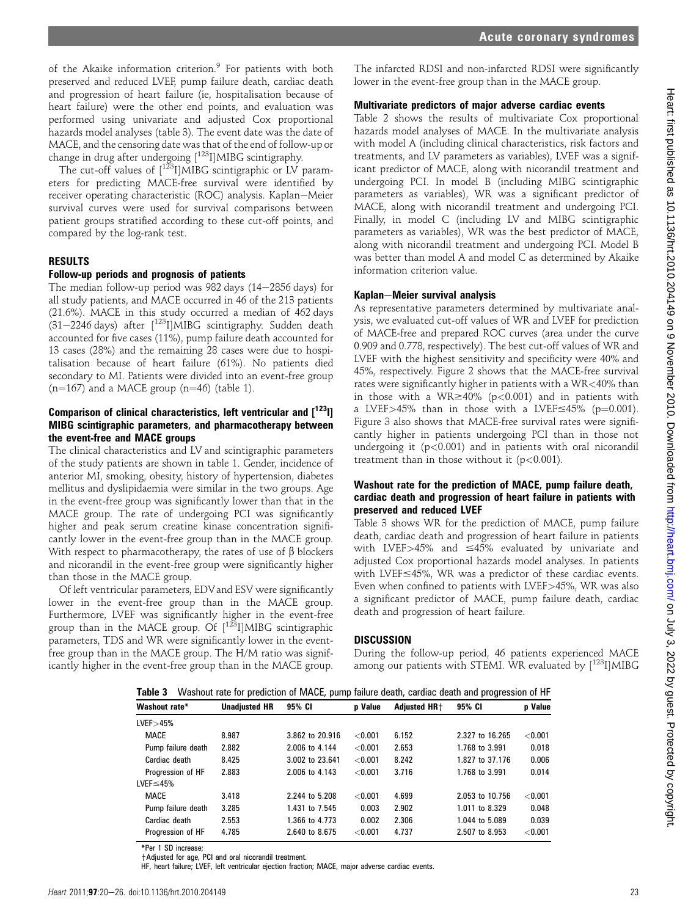of the Akaike information criterion.[9] For patients with both preserved and reduced LVEF, pump failure death, cardiac death and progression of heart failure (ie, hospitalisation because of heart failure) were the other end points, and evaluation was performed using univariate and adjusted Cox proportional hazards model analyses (table 3). The event date was the date of MACE, and the censoring date was that of the end of follow-up or change in drug after undergoing [$^{123}$I]MIBG scintigraphy.

The cut-off values of [$^{123}$I]MIBG scintigraphic or LV parameters for predicting MACE-free survival were identified by receiver operating characteristic (ROC) analysis. Kaplan–Meier survival curves were used for survival comparisons between patient groups stratified according to these cut-off points, and compared by the log-rank test.

## RESULTS

### Follow-up periods and prognosis of patients

The median follow-up period was 982 days (14–2856 days) for all study patients, and MACE occurred in 46 of the 213 patients (21.6%). MACE in this study occurred a median of 462 days (31–2246 days) after [$^{123}$I]MIBG scintigraphy. Sudden death accounted for five cases (11%), pump failure death accounted for 13 cases (28%) and the remaining 28 cases were due to hospitalisation because of heart failure (61%). No patients died secondary to MI. Patients were divided into an event-free group (n=167) and a MACE group (n=46) (table 1).

### Comparison of clinical characteristics, left ventricular and [$^{123}$I] MIBG scintigraphic parameters, and pharmacotherapy between the event-free and MACE groups

The clinical characteristics and LV and scintigraphic parameters of the study patients are shown in table 1. Gender, incidence of anterior MI, smoking, obesity, history of hypertension, diabetes mellitus and dyslipidaemia were similar in the two groups. Age in the event-free group was significantly lower than that in the MACE group. The rate of undergoing PCI was significantly higher and peak serum creatine kinase concentration significantly lower in the event-free group than in the MACE group. With respect to pharmacotherapy, the rates of use of β blockers and nicorandil in the event-free group were significantly higher than those in the MACE group.

Of left ventricular parameters, EDV and ESV were significantly lower in the event-free group than in the MACE group. Furthermore, LVEF was significantly higher in the event-free group than in the MACE group. Of [$^{123}$I]MIBG scintigraphic parameters, TDS and WR were significantly lower in the event-free group than in the MACE group. The H/M ratio was significantly higher in the event-free group than in the MACE group. The infarcted RDSI and non-infarcted RDSI were significantly lower in the event-free group than in the MACE group.

### Multivariate predictors of major adverse cardiac events

Table 2 shows the results of multivariate Cox proportional hazards model analyses of MACE. In the multivariate analysis with model A (including clinical characteristics, risk factors and treatments, and LV parameters as variables), LVEF was a significant predictor of MACE, along with nicorandil treatment and undergoing PCI. In model B (including MIBG scintigraphic parameters as variables), WR was a significant predictor of MACE, along with nicorandil treatment and undergoing PCI. Finally, in model C (including LV and MIBG scintigraphic parameters as variables), WR was the best predictor of MACE, along with nicorandil treatment and undergoing PCI. Model B was better than model A and model C as determined by Akaike information criterion value.

### Kaplan–Meier survival analysis

As representative parameters determined by multivariate analysis, we evaluated cut-off values of WR and LVEF for prediction of MACE-free and prepared ROC curves (area under the curve 0.909 and 0.778, respectively). The best cut-off values of WR and LVEF with the highest sensitivity and specificity were 40% and 45%, respectively. Figure 2 shows that the MACE-free survival rates were significantly higher in patients with a WR<40% than in those with a WR≥40% ($p<0.001$) and in patients with a LVEF>45% than in those with a LVEF≤45% ($p=0.001$). Figure 3 also shows that MACE-free survival rates were significantly higher in patients undergoing PCI than in those not undergoing it ($p<0.001$) and in patients with oral nicorandil treatment than in those without it ($p<0.001$).

### Washout rate for the prediction of MACE, pump failure death, cardiac death and progression of heart failure in patients with preserved and reduced LVEF

Table 3 shows WR for the prediction of MACE, pump failure death, cardiac death and progression of heart failure in patients with LVEF>45% and ≤45% evaluated by univariate and adjusted Cox proportional hazards model analyses. In patients with LVEF≤45%, WR was a predictor of these cardiac events. Even when confined to patients with LVEF>45%, WR was also a significant predictor of MACE, pump failure death, cardiac death and progression of heart failure.

## DISCUSSION

During the follow-up period, 46 patients experienced MACE among our patients with STEMI. WR evaluated by [$^{123}$I]MIBG

**Table 3** Washout rate for prediction of MACE, pump failure death, cardiac death and progression of HF

| Washout rate* | Unadjusted HR | 95% CI | p Value | Adjusted HR† | 95% CI | p Value |
|---|---|---|---|---|---|---|
| LVEF>45% | | | | | | |
| MACE | 8.987 | 3.862 to 20.916 | <0.001 | 6.152 | 2.327 to 16.265 | <0.001 |
| Pump failure death | 2.882 | 2.006 to 4.144 | <0.001 | 2.653 | 1.768 to 3.991 | 0.018 |
| Cardiac death | 8.425 | 3.002 to 23.641 | <0.001 | 8.242 | 1.827 to 37.176 | 0.006 |
| Progression of HF | 2.883 | 2.006 to 4.143 | <0.001 | 3.716 | 1.768 to 3.991 | 0.014 |
| LVEF≤45% | | | | | | |
| MACE | 3.418 | 2.244 to 5.208 | <0.001 | 4.699 | 2.053 to 10.756 | <0.001 |
| Pump failure death | 3.285 | 1.431 to 7.545 | 0.003 | 2.902 | 1.011 to 8.329 | 0.048 |
| Cardiac death | 2.553 | 1.366 to 4.773 | 0.002 | 2.306 | 1.044 to 5.089 | 0.039 |
| Progression of HF | 4.785 | 2.640 to 8.675 | <0.001 | 4.737 | 2.507 to 8.953 | <0.001 |

*Per 1 SD increase;

†Adjusted for age, PCI and oral nicorandil treatment.

HF, heart failure; LVEF, left ventricular ejection fraction; MACE, major adverse cardiac events.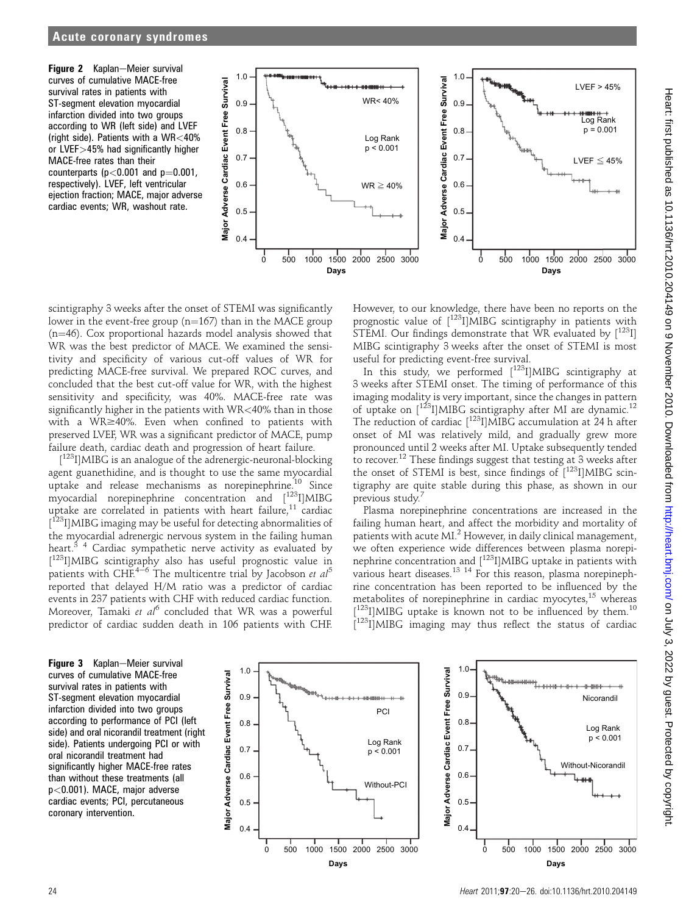**Figure 2** Kaplan–Meier survival curves of cumulative MACE-free survival rates in patients with ST-segment elevation myocardial infarction divided into two groups according to WR (left side) and LVEF (right side). Patients with a WR<40% or LVEF>45% had significantly higher MACE-free rates than their counterparts ($p<0.001$ and $p=0.001$, respectively). LVEF, left ventricular ejection fraction; MACE, major adverse cardiac events; WR, washout rate.

scintigraphy 3 weeks after the onset of STEMI was significantly lower in the event-free group (n=167) than in the MACE group (n=46). Cox proportional hazards model analysis showed that WR was the best predictor of MACE. We examined the sensitivity and specificity of various cut-off values of WR for predicting MACE-free survival. We prepared ROC curves, and concluded that the best cut-off value for WR, with the highest sensitivity and specificity, was 40%. MACE-free rate was significantly higher in the patients with WR<40% than in those with a WR≥40%. Even when confined to patients with preserved LVEF, WR was a significant predictor of MACE, pump failure death, cardiac death and progression of heart failure.

[$^{123}$I]MIBG is an analogue of the adrenergic-neuronal-blocking agent guanethidine, and is thought to use the same myocardial uptake and release mechanisms as norepinephrine.[10] Since myocardial norepinephrine concentration and [$^{123}$I]MIBG uptake are correlated in patients with heart failure,[11] cardiac [$^{123}$I]MIBG imaging may be useful for detecting abnormalities of the myocardial adrenergic nervous system in the failing human heart.[3 4] Cardiac sympathetic nerve activity as evaluated by [$^{123}$I]MIBG scintigraphy also has useful prognostic value in patients with CHF.[4–6] The multicentre trial by Jacobson *et al*[5] reported that delayed H/M ratio was a predictor of cardiac events in 237 patients with CHF with reduced cardiac function. Moreover, Tamaki *et al*[6] concluded that WR was a powerful predictor of cardiac sudden death in 106 patients with CHF. However, to our knowledge, there have been no reports on the prognostic value of [$^{123}$I]MIBG scintigraphy in patients with STEMI. Our findings demonstrate that WR evaluated by [$^{123}$I] MIBG scintigraphy 3 weeks after the onset of STEMI is most useful for predicting event-free survival.

In this study, we performed [$^{123}$I]MIBG scintigraphy at 3 weeks after STEMI onset. The timing of performance of this imaging modality is very important, since the changes in pattern of uptake on [$^{123}$I]MIBG scintigraphy after MI are dynamic.[12] The reduction of cardiac [$^{123}$I]MIBG accumulation at 24 h after onset of MI was relatively mild, and gradually grew more pronounced until 2 weeks after MI. Uptake subsequently tended to recover.[12] These findings suggest that testing at 3 weeks after the onset of STEMI is best, since findings of [$^{123}$I]MIBG scintigraphy are quite stable during this phase, as shown in our previous study.[7]

Plasma norepinephrine concentrations are increased in the failing human heart, and affect the morbidity and mortality of patients with acute MI.[2] However, in daily clinical management, we often experience wide differences between plasma norepinephrine concentration and [$^{123}$I]MIBG uptake in patients with various heart diseases.[13 14] For this reason, plasma norepinephrine concentration has been reported to be influenced by the metabolites of norepinephrine in cardiac myocytes,[15] whereas [$^{123}$I]MIBG uptake is known not to be influenced by them.[10] [$^{123}$I]MIBG imaging may thus reflect the status of cardiac

**Figure 3** Kaplan–Meier survival curves of cumulative MACE-free survival rates in patients with ST-segment elevation myocardial infarction divided into two groups according to performance of PCI (left side) and oral nicorandil treatment (right side). Patients undergoing PCI or with oral nicorandil treatment had significantly higher MACE-free rates than without these treatments (all $p<0.001$). MACE, major adverse cardiac events; PCI, percutaneous coronary intervention.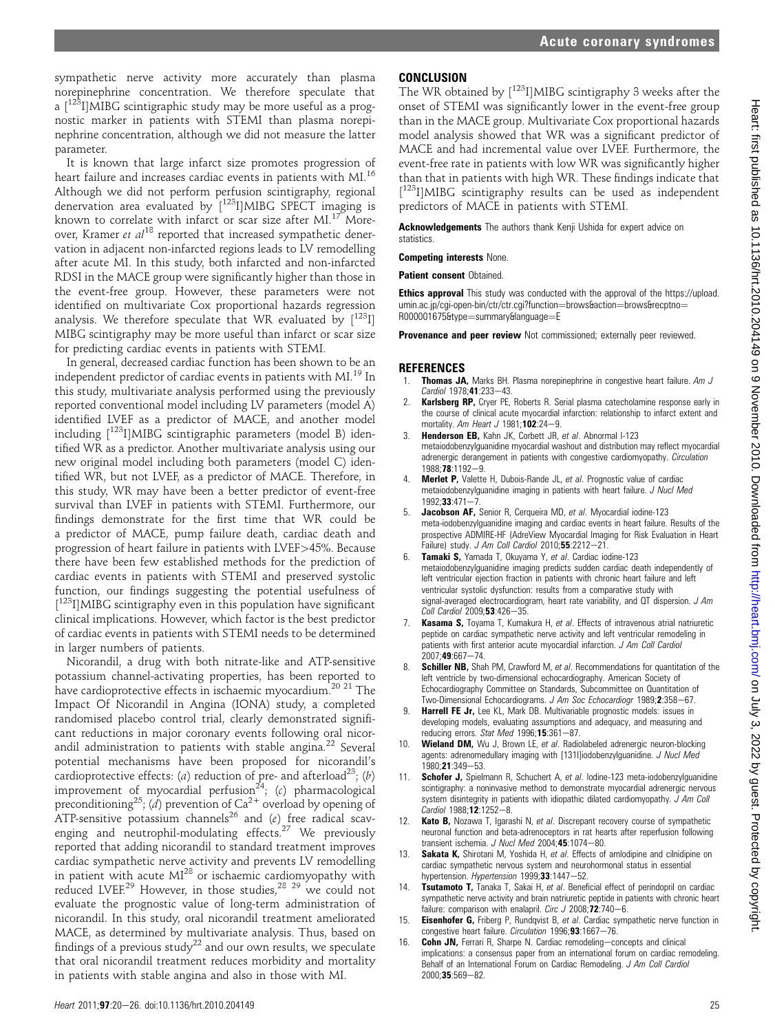sympathetic nerve activity more accurately than plasma norepinephrine concentration. We therefore speculate that a [$^{123}$I]MIBG scintigraphic study may be more useful as a prognostic marker in patients with STEMI than plasma norepinephrine concentration, although we did not measure the latter parameter.

It is known that large infarct size promotes progression of heart failure and increases cardiac events in patients with MI.[16] Although we did not perform perfusion scintigraphy, regional denervation area evaluated by [$^{123}$I]MIBG SPECT imaging is known to correlate with infarct or scar size after MI.[17] Moreover, Kramer *et al*[18] reported that increased sympathetic denervation in adjacent non-infarcted regions leads to LV remodelling after acute MI. In this study, both infarcted and non-infarcted RDSI in the MACE group were significantly higher than those in the event-free group. However, these parameters were not identified on multivariate Cox proportional hazards regression analysis. We therefore speculate that WR evaluated by [$^{123}$I]MIBG scintigraphy may be more useful than infarct or scar size for predicting cardiac events in patients with STEMI.

In general, decreased cardiac function has been shown to be an independent predictor of cardiac events in patients with MI.[19] In this study, multivariate analysis performed using the previously reported conventional model including LV parameters (model A) identified LVEF as a predictor of MACE, and another model including [$^{123}$I]MIBG scintigraphic parameters (model B) identified WR as a predictor. Another multivariate analysis using our new original model including both parameters (model C) identified WR, but not LVEF, as a predictor of MACE. Therefore, in this study, WR may have been a better predictor of event-free survival than LVEF in patients with STEMI. Furthermore, our findings demonstrate for the first time that WR could be a predictor of MACE, pump failure death, cardiac death and progression of heart failure in patients with LVEF>45%. Because there have been few established methods for the prediction of cardiac events in patients with STEMI and preserved systolic function, our findings suggesting the potential usefulness of [$^{123}$I]MIBG scintigraphy even in this population have significant clinical implications. However, which factor is the best predictor of cardiac events in patients with STEMI needs to be determined in larger numbers of patients.

Nicorandil, a drug with both nitrate-like and ATP-sensitive potassium channel-activating properties, has been reported to have cardioprotective effects in ischaemic myocardium.[20 21] The Impact Of Nicorandil in Angina (IONA) study, a completed randomised placebo control trial, clearly demonstrated significant reductions in major coronary events following oral nicorandil administration to patients with stable angina.[22] Several potential mechanisms have been proposed for nicorandil's cardioprotective effects: (*a*) reduction of pre- and afterload[23]; (*b*) improvement of myocardial perfusion[24]; (*c*) pharmacological preconditioning[25]; (*d*) prevention of $Ca^{2+}$ overload by opening of ATP-sensitive potassium channels[26] and (*e*) free radical scavenging and neutrophil-modulating effects.[27] We previously reported that adding nicorandil to standard treatment improves cardiac sympathetic nerve activity and prevents LV remodelling in patient with acute MI[28] or ischaemic cardiomyopathy with reduced LVEF.[29] However, in those studies,[28 29] we could not evaluate the prognostic value of long-term administration of nicorandil. In this study, oral nicorandil treatment ameliorated MACE, as determined by multivariate analysis. Thus, based on findings of a previous study[22] and our own results, we speculate that oral nicorandil treatment reduces morbidity and mortality in patients with stable angina and also in those with MI.

## CONCLUSION

The WR obtained by [$^{123}$I]MIBG scintigraphy 3 weeks after the onset of STEMI was significantly lower in the event-free group than in the MACE group. Multivariate Cox proportional hazards model analysis showed that WR was a significant predictor of MACE and had incremental value over LVEF. Furthermore, the event-free rate in patients with low WR was significantly higher than that in patients with high WR. These findings indicate that [$^{123}$I]MIBG scintigraphy results can be used as independent predictors of MACE in patients with STEMI.

**Acknowledgements** The authors thank Kenji Ushida for expert advice on statistics.

**Competing interests** None.

**Patient consent** Obtained.

**Ethics approval** This study was conducted with the approval of the https://upload.umin.ac.jp/cgi-open-bin/ctr/ctr.cgi?function=brows&action=brows&recptno=R000001675&type=summary&language=E

**Provenance and peer review** Not commissioned; externally peer reviewed.

## REFERENCES

1. **Thomas JA,** Marks BH. Plasma norepinephrine in congestive heart failure. *Am J Cardiol* 1978;**41**:233–43.
2. **Karlsberg RP,** Cryer PE, Roberts R. Serial plasma catecholamine response early in the course of clinical acute myocardial infarction: relationship to infarct extent and mortality. *Am Heart J* 1981;**102**:24–9.
3. **Henderson EB,** Kahn JK, Corbett JR, *et al*. Abnormal I-123 metaiodobenzylguanidine myocardial washout and distribution may reflect myocardial adrenergic derangement in patients with congestive cardiomyopathy. *Circulation* 1988;**78**:1192–9.
4. **Merlet P,** Valette H, Dubois-Rande JL, *et al*. Prognostic value of cardiac metaiodobenzylguanidine imaging in patients with heart failure. *J Nucl Med* 1992;**33**:471–7.
5. **Jacobson AF,** Senior R, Cerqueira MD, *et al*. Myocardial iodine-123 meta-iodobenzylguanidine imaging and cardiac events in heart failure. Results of the prospective ADMIRE-HF (AdreView Myocardial Imaging for Risk Evaluation in Heart Failure) study. *J Am Coll Cardiol* 2010;**55**:2212–21.
6. **Tamaki S,** Yamada T, Okuyama Y, *et al*. Cardiac iodine-123 metaiodobenzylguanidine imaging predicts sudden cardiac death independently of left ventricular ejection fraction in patients with chronic heart failure and left ventricular systolic dysfunction: results from a comparative study with signal-averaged electrocardiogram, heart rate variability, and QT dispersion. *J Am Coll Cardiol* 2009;**53**:426–35.
7. **Kasama S,** Toyama T, Kumakura H, *et al*. Effects of intravenous atrial natriuretic peptide on cardiac sympathetic nerve activity and left ventricular remodeling in patients with first anterior acute myocardial infarction. *J Am Coll Cardiol* 2007;**49**:667–74.
8. **Schiller NB,** Shah PM, Crawford M, *et al*. Recommendations for quantitation of the left ventricle by two-dimensional echocardiography. American Society of Echocardiography Committee on Standards, Subcommittee on Quantitation of Two-Dimensional Echocardiograms. *J Am Soc Echocardiogr* 1989;**2**:358–67.
9. **Harrell FE Jr,** Lee KL, Mark DB. Multivariable prognostic models: issues in developing models, evaluating assumptions and adequacy, and measuring and reducing errors. *Stat Med* 1996;**15**:361–87.
10. **Wieland DM,** Wu J, Brown LE, *et al*. Radiolabeled adrenergic neuron-blocking agents: adrenomedullary imaging with [131I]iodobenzylguanidine. *J Nucl Med* 1980;**21**:349–53.
11. **Schofer J,** Spielmann R, Schuchert A, *et al*. Iodine-123 meta-iodobenzylguanidine scintigraphy: a noninvasive method to demonstrate myocardial adrenergic nervous system disintegrity in patients with idiopathic dilated cardiomyopathy. *J Am Coll Cardiol* 1988;**12**:1252–8.
12. **Kato B,** Nozawa T, Igarashi N, *et al*. Discrepant recovery course of sympathetic neuronal function and beta-adrenoceptors in rat hearts after reperfusion following transient ischemia. *J Nucl Med* 2004;**45**:1074–80.
13. **Sakata K,** Shirotani M, Yoshida H, *et al*. Effects of amlodipine and cilnidipine on cardiac sympathetic nervous system and neurohormonal status in essential hypertension. *Hypertension* 1999;**33**:1447–52.
14. **Tsutamoto T,** Tanaka T, Sakai H, *et al*. Beneficial effect of perindopril on cardiac sympathetic nerve activity and brain natriuretic peptide in patients with chronic heart failure: comparison with enalapril. *Circ J* 2008;**72**:740–6.
15. **Eisenhofer G,** Friberg P, Rundqvist B, *et al*. Cardiac sympathetic nerve function in congestive heart failure. *Circulation* 1996;**93**:1667–76.
16. **Cohn JN,** Ferrari R, Sharpe N. Cardiac remodeling—concepts and clinical implications: a consensus paper from an international forum on cardiac remodeling. Behalf of an International Forum on Cardiac Remodeling. *J Am Coll Cardiol* 2000;**35**:569–82.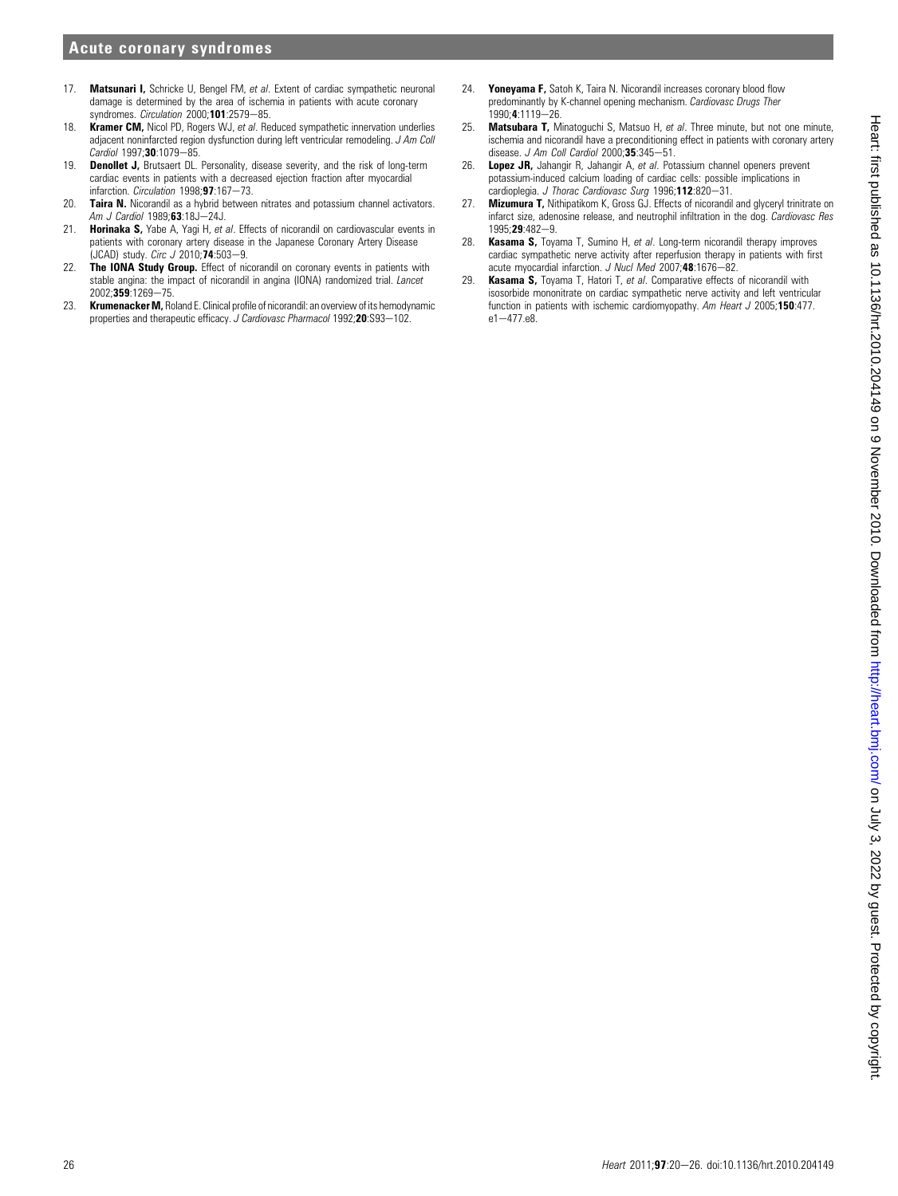17. **Matsunari I,** Schricke U, Bengel FM, *et al*. Extent of cardiac sympathetic neuronal damage is determined by the area of ischemia in patients with acute coronary syndromes. *Circulation* 2000;**101**:2579—85.
18. **Kramer CM,** Nicol PD, Rogers WJ, *et al*. Reduced sympathetic innervation underlies adjacent noninfarcted region dysfunction during left ventricular remodeling. *J Am Coll Cardiol* 1997;**30**:1079—85.
19. **Denollet J,** Brutsaert DL. Personality, disease severity, and the risk of long-term cardiac events in patients with a decreased ejection fraction after myocardial infarction. *Circulation* 1998;**97**:167—73.
20. **Taira N.** Nicorandil as a hybrid between nitrates and potassium channel activators. *Am J Cardiol* 1989;**63**:18J—24J.
21. **Horinaka S,** Yabe A, Yagi H, *et al*. Effects of nicorandil on cardiovascular events in patients with coronary artery disease in the Japanese Coronary Artery Disease (JCAD) study. *Circ J* 2010;**74**:503—9.
22. **The IONA Study Group.** Effect of nicorandil on coronary events in patients with stable angina: the impact of nicorandil in angina (IONA) randomized trial. *Lancet* 2002;**359**:1269—75.
23. **Krumenacker M,** Roland E. Clinical profile of nicorandil: an overview of its hemodynamic properties and therapeutic efficacy. *J Cardiovasc Pharmacol* 1992;**20**:S93—102.
24. **Yoneyama F,** Satoh K, Taira N. Nicorandil increases coronary blood flow predominantly by K-channel opening mechanism. *Cardiovasc Drugs Ther* 1990;**4**:1119—26.
25. **Matsubara T,** Minatoguchi S, Matsuo H, *et al*. Three minute, but not one minute, ischemia and nicorandil have a preconditioning effect in patients with coronary artery disease. *J Am Coll Cardiol* 2000;**35**:345—51.
26. **Lopez JR,** Jahangir R, Jahangir A, *et al*. Potassium channel openers prevent potassium-induced calcium loading of cardiac cells: possible implications in cardioplegia. *J Thorac Cardiovasc Surg* 1996;**112**:820—31.
27. **Mizumura T,** Nithipatikom K, Gross GJ. Effects of nicorandil and glyceryl trinitrate on infarct size, adenosine release, and neutrophil infiltration in the dog. *Cardiovasc Res* 1995;**29**:482—9.
28. **Kasama S,** Toyama T, Sumino H, *et al*. Long-term nicorandil therapy improves cardiac sympathetic nerve activity after reperfusion therapy in patients with first acute myocardial infarction. *J Nucl Med* 2007;**48**:1676—82.
29. **Kasama S,** Toyama T, Hatori T, *et al*. Comparative effects of nicorandil with isosorbide mononitrate on cardiac sympathetic nerve activity and left ventricular function in patients with ischemic cardiomyopathy. *Am Heart J* 2005;**150**:477.e1—477.e8.